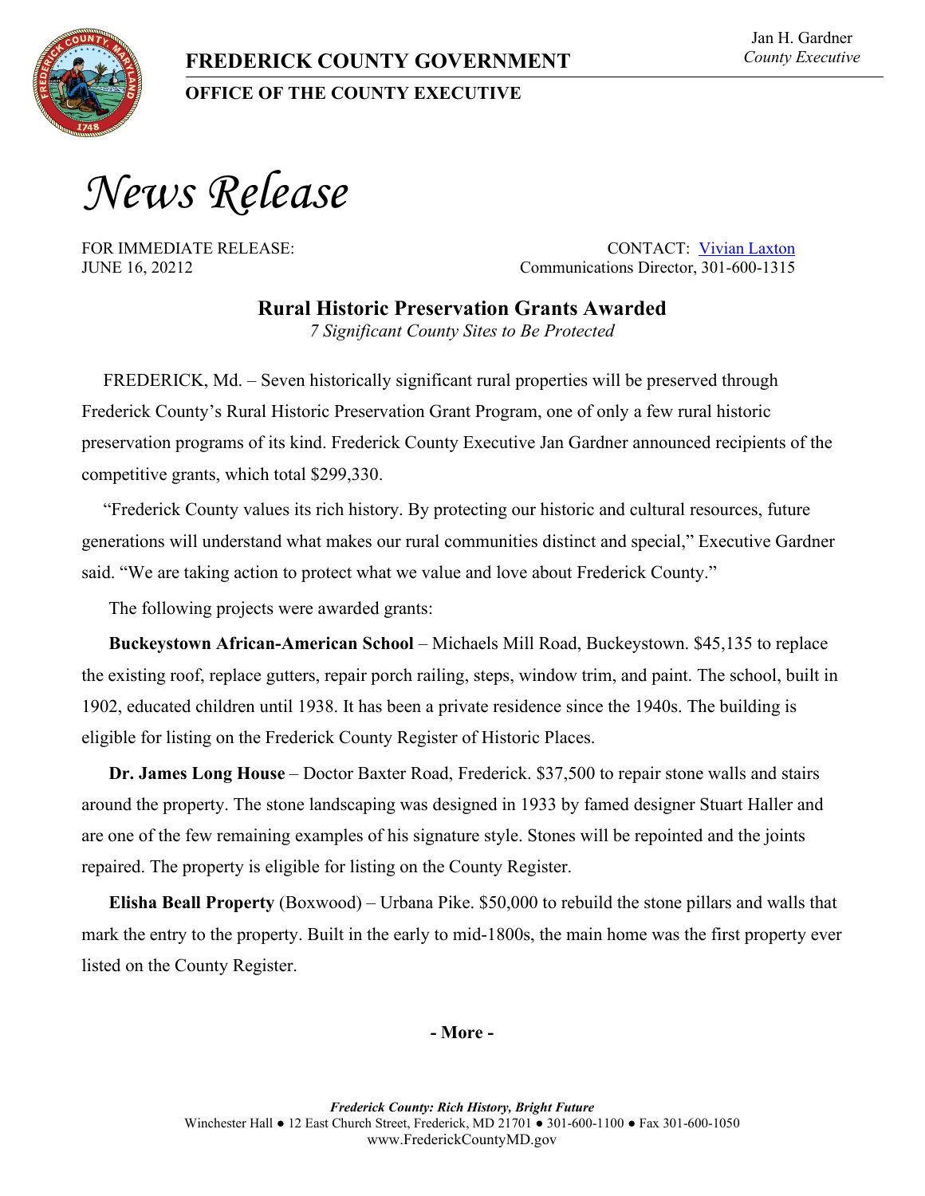# FREDERICK COUNTY GOVERNMENT

## OFFICE OF THE COUNTY EXECUTIVE

Jan H. Gardner
*County Executive*

# *News Release*

FOR IMMEDIATE RELEASE:
JUNE 16, 20212

CONTACT: Vivian Laxton
Communications Director, 301-600-1315

## Rural Historic Preservation Grants Awarded

*7 Significant County Sites to Be Protected*

FREDERICK, Md. – Seven historically significant rural properties will be preserved through Frederick County's Rural Historic Preservation Grant Program, one of only a few rural historic preservation programs of its kind. Frederick County Executive Jan Gardner announced recipients of the competitive grants, which total $299,330.

"Frederick County values its rich history. By protecting our historic and cultural resources, future generations will understand what makes our rural communities distinct and special," Executive Gardner said. "We are taking action to protect what we value and love about Frederick County."

The following projects were awarded grants:

**Buckeystown African-American School** – Michaels Mill Road, Buckeystown. $45,135 to replace the existing roof, replace gutters, repair porch railing, steps, window trim, and paint. The school, built in 1902, educated children until 1938. It has been a private residence since the 1940s. The building is eligible for listing on the Frederick County Register of Historic Places.

**Dr. James Long House** – Doctor Baxter Road, Frederick. $37,500 to repair stone walls and stairs around the property. The stone landscaping was designed in 1933 by famed designer Stuart Haller and are one of the few remaining examples of his signature style. Stones will be repointed and the joints repaired. The property is eligible for listing on the County Register.

**Elisha Beall Property** (Boxwood) – Urbana Pike. $50,000 to rebuild the stone pillars and walls that mark the entry to the property. Built in the early to mid-1800s, the main home was the first property ever listed on the County Register.

**- More -**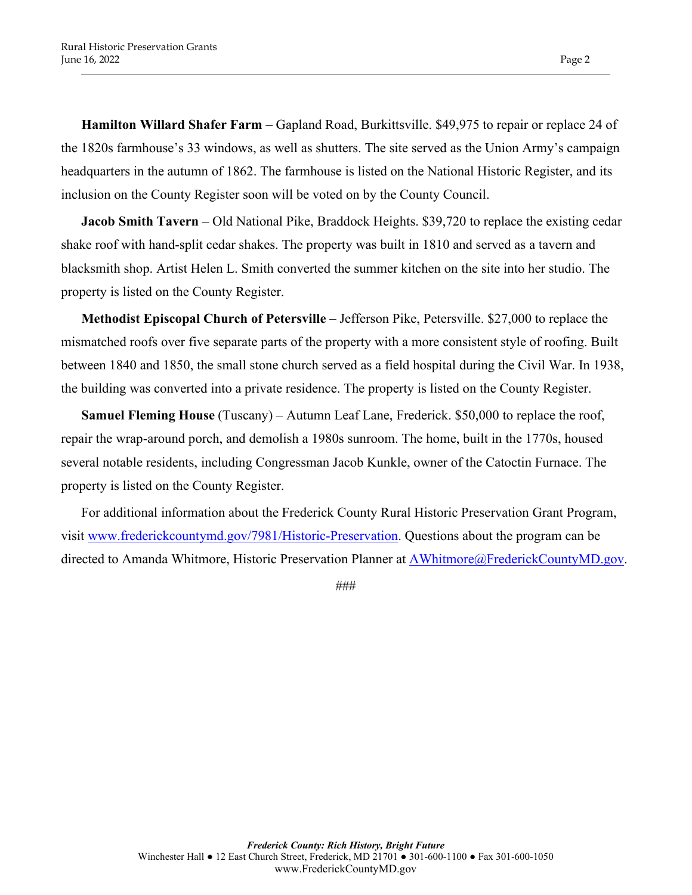**Hamilton Willard Shafer Farm** – Gapland Road, Burkittsville. $49,975 to repair or replace 24 of the 1820s farmhouse's 33 windows, as well as shutters. The site served as the Union Army's campaign headquarters in the autumn of 1862. The farmhouse is listed on the National Historic Register, and its inclusion on the County Register soon will be voted on by the County Council.

**Jacob Smith Tavern** – Old National Pike, Braddock Heights. $39,720 to replace the existing cedar shake roof with hand-split cedar shakes. The property was built in 1810 and served as a tavern and blacksmith shop. Artist Helen L. Smith converted the summer kitchen on the site into her studio. The property is listed on the County Register.

**Methodist Episcopal Church of Petersville** – Jefferson Pike, Petersville. $27,000 to replace the mismatched roofs over five separate parts of the property with a more consistent style of roofing. Built between 1840 and 1850, the small stone church served as a field hospital during the Civil War. In 1938, the building was converted into a private residence. The property is listed on the County Register.

**Samuel Fleming House** (Tuscany) – Autumn Leaf Lane, Frederick. $50,000 to replace the roof, repair the wrap-around porch, and demolish a 1980s sunroom. The home, built in the 1770s, housed several notable residents, including Congressman Jacob Kunkle, owner of the Catoctin Furnace. The property is listed on the County Register.

For additional information about the Frederick County Rural Historic Preservation Grant Program, visit www.frederickcountymd.gov/7981/Historic-Preservation. Questions about the program can be directed to Amanda Whitmore, Historic Preservation Planner at AWhitmore@FrederickCountyMD.gov.

###